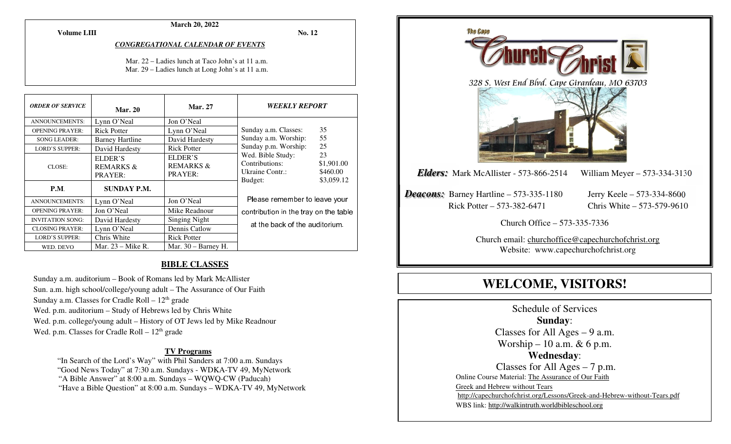March 20, 2022

**Volume LIII** **No. 12**

***CONGREGATIONAL CALENDAR OF EVENTS***

Mar. 22 – Ladies lunch at Taco John's at 11 a.m.
Mar. 29 – Ladies lunch at Long John's at 11 a.m.

| *ORDER OF SERVICE* | **Mar. 20** | **Mar. 27** |
|---|---|---|
| ANNOUNCEMENTS: | Lynn O'Neal | Jon O'Neal |
| OPENING PRAYER: | Rick Potter | Lynn O'Neal |
| SONG LEADER: | Barney Hartline | David Hardesty |
| LORD'S SUPPER: | David Hardesty | Rick Potter |
| CLOSE: | ELDER'S REMARKS & PRAYER: | ELDER'S REMARKS & PRAYER: |
| **P.M.** | **SUNDAY P.M.** | |
| ANNOUNCEMENTS: | Lynn O'Neal | Jon O'Neal |
| OPENING PRAYER: | Jon O'Neal | Mike Readnour |
| INVITATION SONG: | David Hardesty | Singing Night |
| CLOSING PRAYER: | Lynn O'Neal | Dennis Catlow |
| LORD'S SUPPER: | Chris White | Rick Potter |
| WED. DEVO | Mar. 23 – Mike R. | Mar. 30 – Barney H. |

***WEEKLY REPORT***

| | |
|---|---|
| Sunday a.m. Classes: | 35 |
| Sunday a.m. Worship: | 55 |
| Sunday p.m. Worship: | 25 |
| Wed. Bible Study: | 23 |
| Contributions: | $1,901.00 |
| Ukraine Contr.: | $460.00 |
| Budget: | $3,059.12 |

Please remember to leave your contribution in the tray on the table at the back of the auditorium.

## BIBLE CLASSES

Sunday a.m. auditorium – Book of Romans led by Mark McAllister
Sun. a.m. high school/college/young adult – The Assurance of Our Faith
Sunday a.m. Classes for Cradle Roll – 12th grade
Wed. p.m. auditorium – Study of Hebrews led by Chris White
Wed. p.m. college/young adult – History of OT Jews led by Mike Readnour
Wed. p.m. Classes for Cradle Roll – 12th grade

### TV Programs

"In Search of the Lord's Way" with Phil Sanders at 7:00 a.m. Sundays
"Good News Today" at 7:30 a.m. Sundays - WDKA-TV 49, MyNetwork
"A Bible Answer" at 8:00 a.m. Sundays – WQWQ-CW (Paducah)
"Have a Bible Question" at 8:00 a.m. Sundays – WDKA-TV 49, MyNetwork

The Cape Church of Christ

*328 S. West End Blvd. Cape Girardeau, MO 63703*

***Elders:*** Mark McAllister - 573-866-2514 William Meyer – 573-334-3130

***Deacons:*** Barney Hartline – 573-335-1180 Jerry Keele – 573-334-8600
Rick Potter – 573-382-6471 Chris White – 573-579-9610

Church Office – 573-335-7336

Church email: churchoffice@capechurchofchrist.org
Website: www.capechurchofchrist.org

# WELCOME, VISITORS!

Schedule of Services

**Sunday**:
Classes for All Ages – 9 a.m.
Worship – 10 a.m. & 6 p.m.

**Wednesday**:
Classes for All Ages – 7 p.m.

Online Course Material: The Assurance of Our Faith
Greek and Hebrew without Tears
http://capechurchofchrist.org/Lessons/Greek-and-Hebrew-without-Tears.pdf
WBS link: http://walkintruth.worldbibleschool.org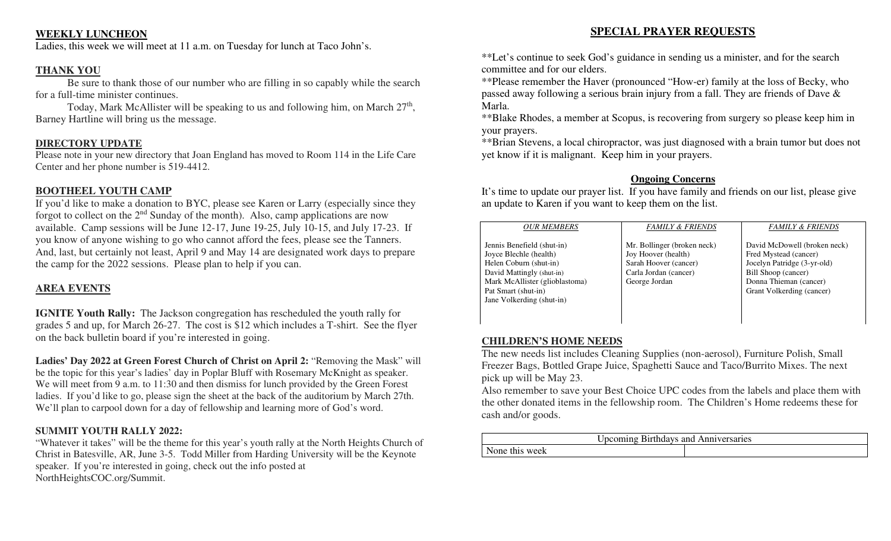## WEEKLY LUNCHEON

Ladies, this week we will meet at 11 a.m. on Tuesday for lunch at Taco John's.

## THANK YOU

Be sure to thank those of our number who are filling in so capably while the search for a full-time minister continues.

Today, Mark McAllister will be speaking to us and following him, on March 27th, Barney Hartline will bring us the message.

## DIRECTORY UPDATE

Please note in your new directory that Joan England has moved to Room 114 in the Life Care Center and her phone number is 519-4412.

## BOOTHEEL YOUTH CAMP

If you'd like to make a donation to BYC, please see Karen or Larry (especially since they forgot to collect on the 2nd Sunday of the month). Also, camp applications are now available. Camp sessions will be June 12-17, June 19-25, July 10-15, and July 17-23. If you know of anyone wishing to go who cannot afford the fees, please see the Tanners. And, last, but certainly not least, April 9 and May 14 are designated work days to prepare the camp for the 2022 sessions. Please plan to help if you can.

## AREA EVENTS

**IGNITE Youth Rally:** The Jackson congregation has rescheduled the youth rally for grades 5 and up, for March 26-27. The cost is $12 which includes a T-shirt. See the flyer on the back bulletin board if you're interested in going.

**Ladies' Day 2022 at Green Forest Church of Christ on April 2:** "Removing the Mask" will be the topic for this year's ladies' day in Poplar Bluff with Rosemary McKnight as speaker. We will meet from 9 a.m. to 11:30 and then dismiss for lunch provided by the Green Forest ladies. If you'd like to go, please sign the sheet at the back of the auditorium by March 27th. We'll plan to carpool down for a day of fellowship and learning more of God's word.

**SUMMIT YOUTH RALLY 2022:**

"Whatever it takes" will be the theme for this year's youth rally at the North Heights Church of Christ in Batesville, AR, June 3-5. Todd Miller from Harding University will be the Keynote speaker. If you're interested in going, check out the info posted at NorthHeightsCOC.org/Summit.

## SPECIAL PRAYER REQUESTS

**Let's continue to seek God's guidance in sending us a minister, and for the search committee and for our elders.

**Please remember the Haver (pronounced "How-er) family at the loss of Becky, who passed away following a serious brain injury from a fall. They are friends of Dave & Marla.

**Blake Rhodes, a member at Scopus, is recovering from surgery so please keep him in your prayers.

**Brian Stevens, a local chiropractor, was just diagnosed with a brain tumor but does not yet know if it is malignant. Keep him in your prayers.

### Ongoing Concerns

It's time to update our prayer list. If you have family and friends on our list, please give an update to Karen if you want to keep them on the list.

| *OUR MEMBERS* | *FAMILY & FRIENDS* | *FAMILY & FRIENDS* |
|---|---|---|
| Jennis Benefield (shut-in) | Mr. Bollinger (broken neck) | David McDowell (broken neck) |
| Joyce Blechle (health) | Joy Hoover (health) | Fred Mystead (cancer) |
| Helen Coburn (shut-in) | Sarah Hoover (cancer) | Jocelyn Patridge (3-yr-old) |
| David Mattingly (shut-in) | Carla Jordan (cancer) | Bill Shoop (cancer) |
| Mark McAllister (glioblastoma) | George Jordan | Donna Thieman (cancer) |
| Pat Smart (shut-in) | | Grant Volkerding (cancer) |
| Jane Volkerding (shut-in) | | |

## CHILDREN'S HOME NEEDS

The new needs list includes Cleaning Supplies (non-aerosol), Furniture Polish, Small Freezer Bags, Bottled Grape Juice, Spaghetti Sauce and Taco/Burrito Mixes. The next pick up will be May 23.

Also remember to save your Best Choice UPC codes from the labels and place them with the other donated items in the fellowship room. The Children's Home redeems these for cash and/or goods.

| Upcoming Birthdays and Anniversaries | |
|---|---|
| None this week | |